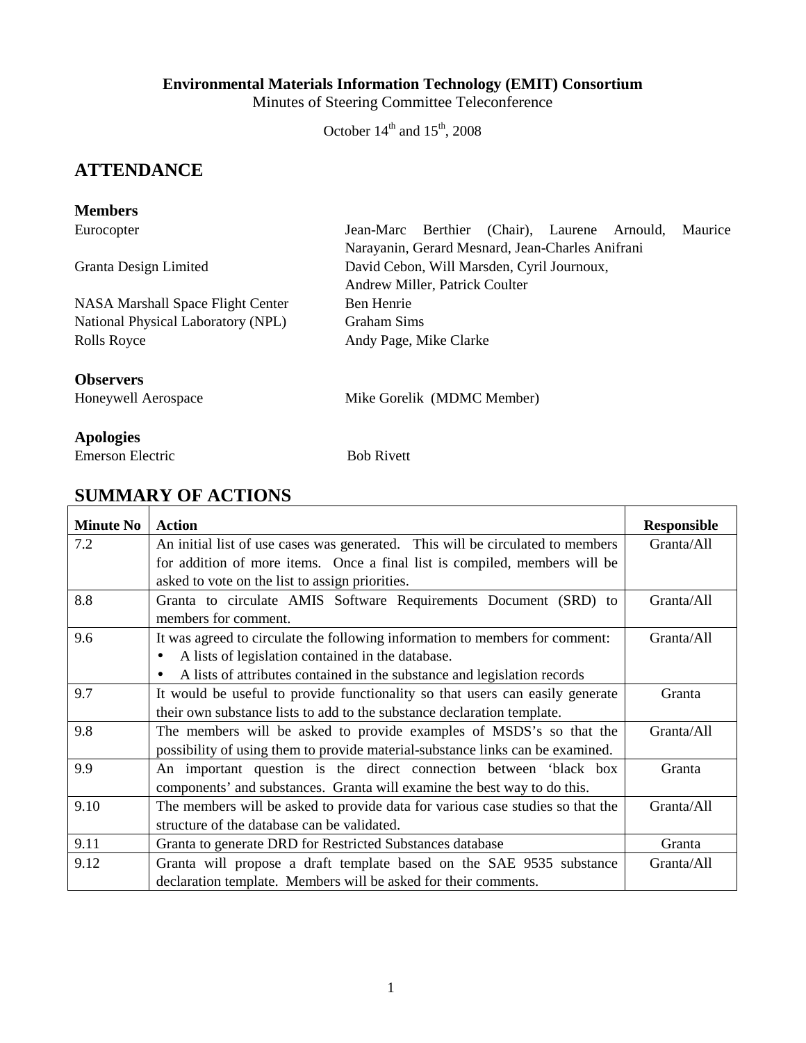**Environmental Materials Information Technology (EMIT) Consortium**

Minutes of Steering Committee Teleconference

October 14th and 15th, 2008

## ATTENDANCE

### Members

| | |
|---|---|
| Eurocopter | Jean-Marc Berthier (Chair), Laurene Arnould, Maurice Narayanin, Gerard Mesnard, Jean-Charles Anifrani |
| Granta Design Limited | David Cebon, Will Marsden, Cyril Journoux, Andrew Miller, Patrick Coulter |
| NASA Marshall Space Flight Center | Ben Henrie |
| National Physical Laboratory (NPL) | Graham Sims |
| Rolls Royce | Andy Page, Mike Clarke |

### Observers

| | |
|---|---|
| Honeywell Aerospace | Mike Gorelik (MDMC Member) |

### Apologies

| | |
|---|---|
| Emerson Electric | Bob Rivett |

## SUMMARY OF ACTIONS

| Minute No | Action | Responsible |
|---|---|---|
| 7.2 | An initial list of use cases was generated. This will be circulated to members for addition of more items. Once a final list is compiled, members will be asked to vote on the list to assign priorities. | Granta/All |
| 8.8 | Granta to circulate AMIS Software Requirements Document (SRD) to members for comment. | Granta/All |
| 9.6 | It was agreed to circulate the following information to members for comment:<br>• A lists of legislation contained in the database.<br>• A lists of attributes contained in the substance and legislation records | Granta/All |
| 9.7 | It would be useful to provide functionality so that users can easily generate their own substance lists to add to the substance declaration template. | Granta |
| 9.8 | The members will be asked to provide examples of MSDS's so that the possibility of using them to provide material-substance links can be examined. | Granta/All |
| 9.9 | An important question is the direct connection between 'black box components' and substances. Granta will examine the best way to do this. | Granta |
| 9.10 | The members will be asked to provide data for various case studies so that the structure of the database can be validated. | Granta/All |
| 9.11 | Granta to generate DRD for Restricted Substances database | Granta |
| 9.12 | Granta will propose a draft template based on the SAE 9535 substance declaration template. Members will be asked for their comments. | Granta/All |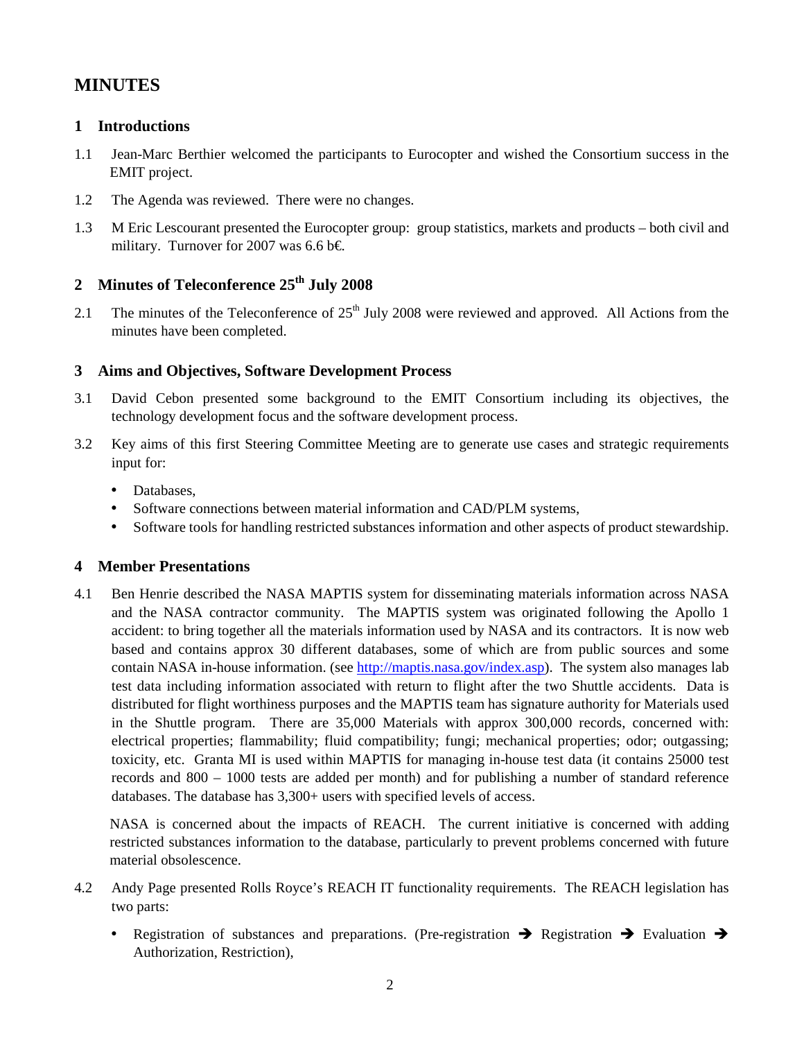# MINUTES

## 1 Introductions

1.1 Jean-Marc Berthier welcomed the participants to Eurocopter and wished the Consortium success in the EMIT project.

1.2 The Agenda was reviewed. There were no changes.

1.3 M Eric Lescourant presented the Eurocopter group: group statistics, markets and products – both civil and military. Turnover for 2007 was 6.6 b€.

## 2 Minutes of Teleconference 25th July 2008

2.1 The minutes of the Teleconference of 25th July 2008 were reviewed and approved. All Actions from the minutes have been completed.

## 3 Aims and Objectives, Software Development Process

3.1 David Cebon presented some background to the EMIT Consortium including its objectives, the technology development focus and the software development process.

3.2 Key aims of this first Steering Committee Meeting are to generate use cases and strategic requirements input for:

- Databases,
- Software connections between material information and CAD/PLM systems,
- Software tools for handling restricted substances information and other aspects of product stewardship.

## 4 Member Presentations

4.1 Ben Henrie described the NASA MAPTIS system for disseminating materials information across NASA and the NASA contractor community. The MAPTIS system was originated following the Apollo 1 accident: to bring together all the materials information used by NASA and its contractors. It is now web based and contains approx 30 different databases, some of which are from public sources and some contain NASA in-house information. (see http://maptis.nasa.gov/index.asp). The system also manages lab test data including information associated with return to flight after the two Shuttle accidents. Data is distributed for flight worthiness purposes and the MAPTIS team has signature authority for Materials used in the Shuttle program. There are 35,000 Materials with approx 300,000 records, concerned with: electrical properties; flammability; fluid compatibility; fungi; mechanical properties; odor; outgassing; toxicity, etc. Granta MI is used within MAPTIS for managing in-house test data (it contains 25000 test records and 800 – 1000 tests are added per month) and for publishing a number of standard reference databases. The database has 3,300+ users with specified levels of access.

NASA is concerned about the impacts of REACH. The current initiative is concerned with adding restricted substances information to the database, particularly to prevent problems concerned with future material obsolescence.

4.2 Andy Page presented Rolls Royce's REACH IT functionality requirements. The REACH legislation has two parts:

- Registration of substances and preparations. (Pre-registration ➔ Registration ➔ Evaluation ➔ Authorization, Restriction),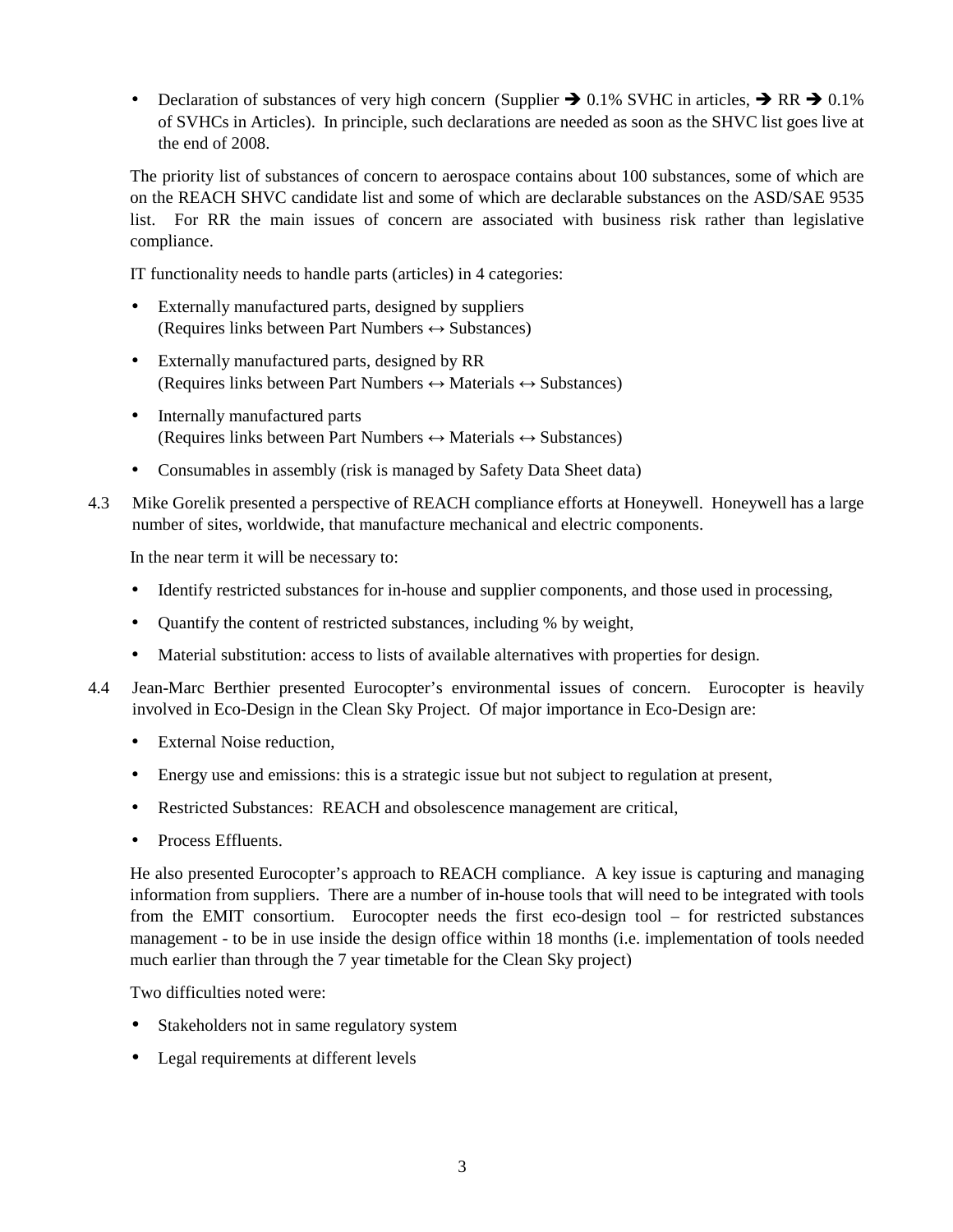- Declaration of substances of very high concern (Supplier ➔ 0.1% SVHC in articles, ➔ RR ➔ 0.1% of SVHCs in Articles). In principle, such declarations are needed as soon as the SHVC list goes live at the end of 2008.

The priority list of substances of concern to aerospace contains about 100 substances, some of which are on the REACH SHVC candidate list and some of which are declarable substances on the ASD/SAE 9535 list. For RR the main issues of concern are associated with business risk rather than legislative compliance.

IT functionality needs to handle parts (articles) in 4 categories:

- Externally manufactured parts, designed by suppliers (Requires links between Part Numbers ↔ Substances)
- Externally manufactured parts, designed by RR (Requires links between Part Numbers ↔ Materials ↔ Substances)
- Internally manufactured parts (Requires links between Part Numbers ↔ Materials ↔ Substances)
- Consumables in assembly (risk is managed by Safety Data Sheet data)

4.3 Mike Gorelik presented a perspective of REACH compliance efforts at Honeywell. Honeywell has a large number of sites, worldwide, that manufacture mechanical and electric components.

In the near term it will be necessary to:

- Identify restricted substances for in-house and supplier components, and those used in processing,
- Quantify the content of restricted substances, including % by weight,
- Material substitution: access to lists of available alternatives with properties for design.

4.4 Jean-Marc Berthier presented Eurocopter's environmental issues of concern. Eurocopter is heavily involved in Eco-Design in the Clean Sky Project. Of major importance in Eco-Design are:

- External Noise reduction,
- Energy use and emissions: this is a strategic issue but not subject to regulation at present,
- Restricted Substances: REACH and obsolescence management are critical,
- Process Effluents.

He also presented Eurocopter's approach to REACH compliance. A key issue is capturing and managing information from suppliers. There are a number of in-house tools that will need to be integrated with tools from the EMIT consortium. Eurocopter needs the first eco-design tool – for restricted substances management - to be in use inside the design office within 18 months (i.e. implementation of tools needed much earlier than through the 7 year timetable for the Clean Sky project)

Two difficulties noted were:

- Stakeholders not in same regulatory system
- Legal requirements at different levels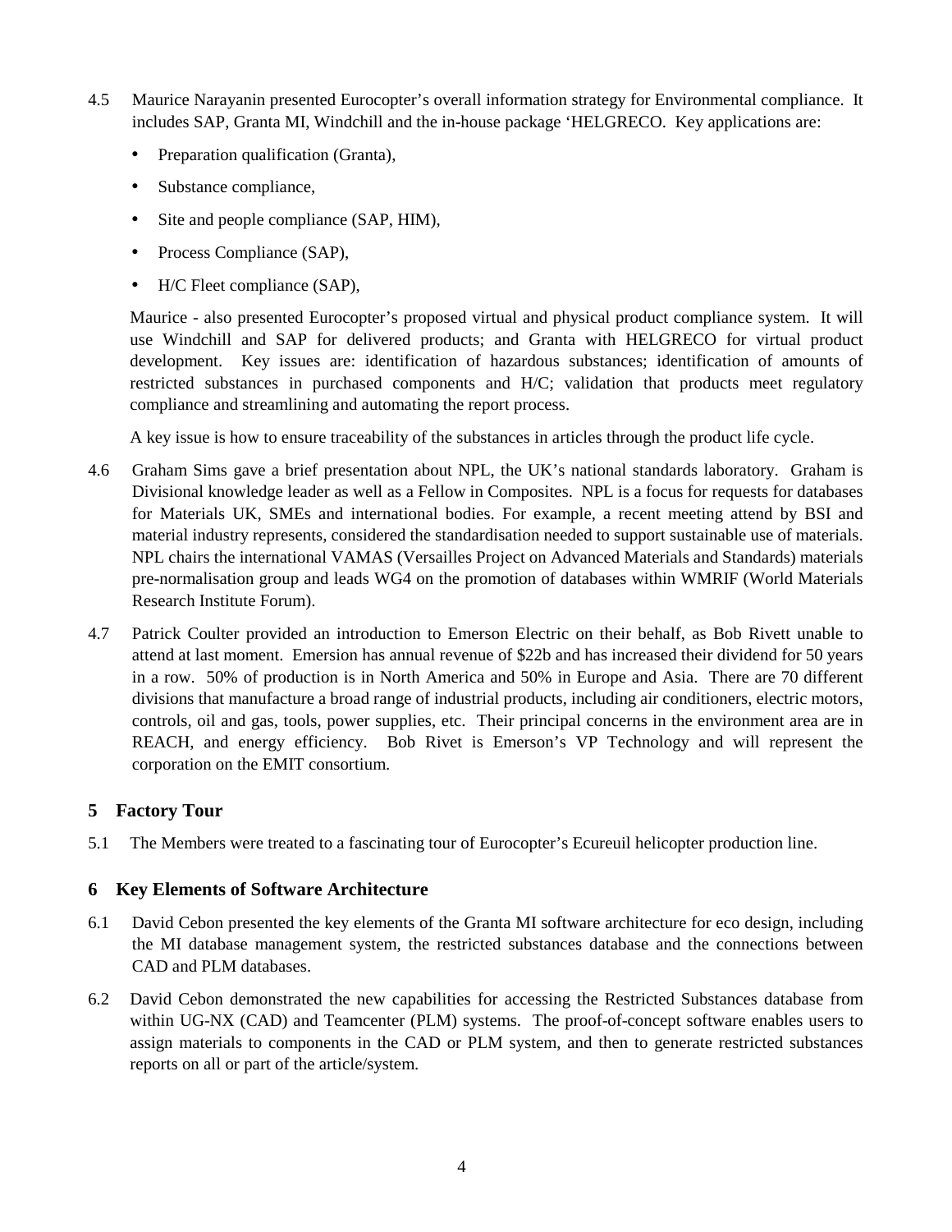4.5 Maurice Narayanin presented Eurocopter's overall information strategy for Environmental compliance. It includes SAP, Granta MI, Windchill and the in-house package 'HELGRECO. Key applications are:

- Preparation qualification (Granta),
- Substance compliance,
- Site and people compliance (SAP, HIM),
- Process Compliance (SAP),
- H/C Fleet compliance (SAP),

Maurice - also presented Eurocopter's proposed virtual and physical product compliance system. It will use Windchill and SAP for delivered products; and Granta with HELGRECO for virtual product development. Key issues are: identification of hazardous substances; identification of amounts of restricted substances in purchased components and H/C; validation that products meet regulatory compliance and streamlining and automating the report process.

A key issue is how to ensure traceability of the substances in articles through the product life cycle.

4.6 Graham Sims gave a brief presentation about NPL, the UK's national standards laboratory. Graham is Divisional knowledge leader as well as a Fellow in Composites. NPL is a focus for requests for databases for Materials UK, SMEs and international bodies. For example, a recent meeting attend by BSI and material industry represents, considered the standardisation needed to support sustainable use of materials. NPL chairs the international VAMAS (Versailles Project on Advanced Materials and Standards) materials pre-normalisation group and leads WG4 on the promotion of databases within WMRIF (World Materials Research Institute Forum).

4.7 Patrick Coulter provided an introduction to Emerson Electric on their behalf, as Bob Rivett unable to attend at last moment. Emersion has annual revenue of $22b and has increased their dividend for 50 years in a row. 50% of production is in North America and 50% in Europe and Asia. There are 70 different divisions that manufacture a broad range of industrial products, including air conditioners, electric motors, controls, oil and gas, tools, power supplies, etc. Their principal concerns in the environment area are in REACH, and energy efficiency. Bob Rivet is Emerson's VP Technology and will represent the corporation on the EMIT consortium.

## 5 Factory Tour

5.1 The Members were treated to a fascinating tour of Eurocopter's Ecureuil helicopter production line.

## 6 Key Elements of Software Architecture

6.1 David Cebon presented the key elements of the Granta MI software architecture for eco design, including the MI database management system, the restricted substances database and the connections between CAD and PLM databases.

6.2 David Cebon demonstrated the new capabilities for accessing the Restricted Substances database from within UG-NX (CAD) and Teamcenter (PLM) systems. The proof-of-concept software enables users to assign materials to components in the CAD or PLM system, and then to generate restricted substances reports on all or part of the article/system.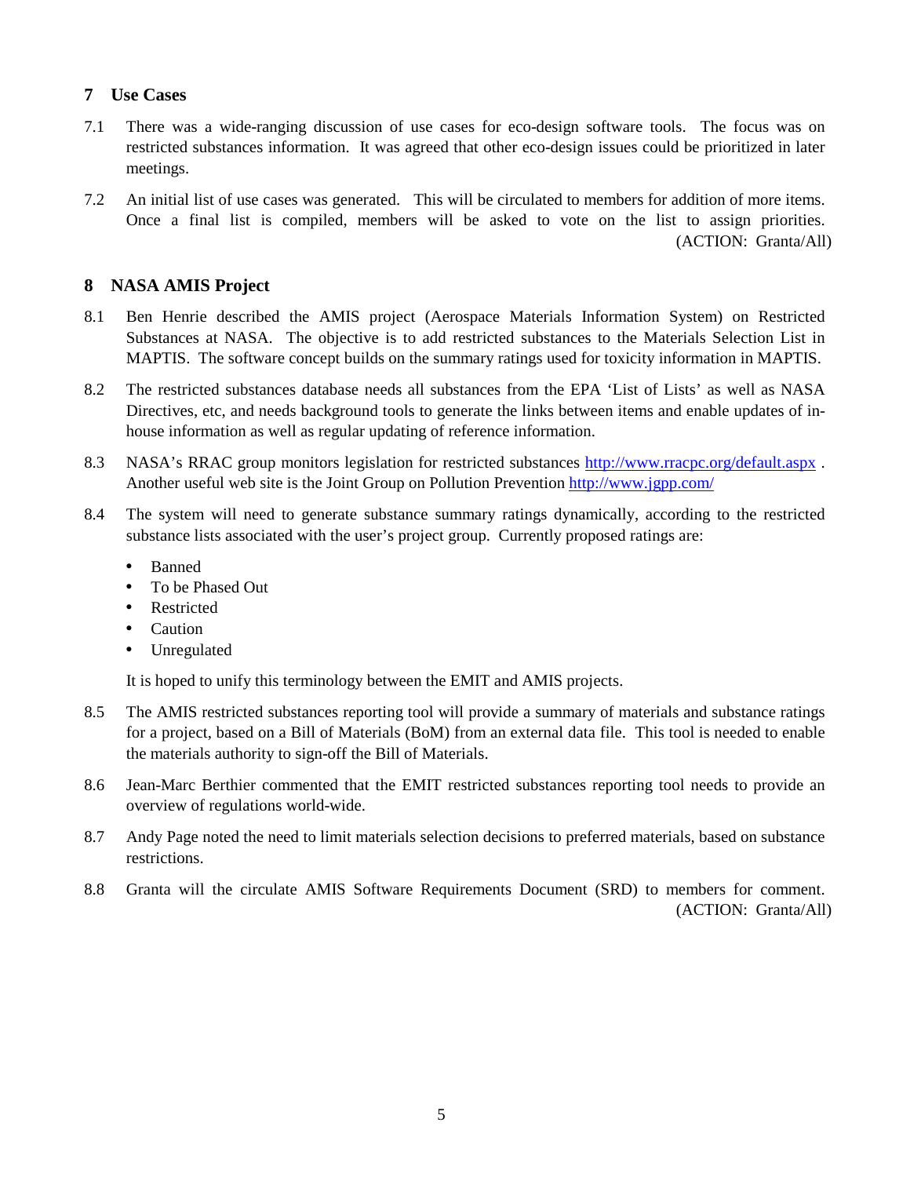## 7 Use Cases

7.1 There was a wide-ranging discussion of use cases for eco-design software tools. The focus was on restricted substances information. It was agreed that other eco-design issues could be prioritized in later meetings.

7.2 An initial list of use cases was generated. This will be circulated to members for addition of more items. Once a final list is compiled, members will be asked to vote on the list to assign priorities. (ACTION: Granta/All)

## 8 NASA AMIS Project

8.1 Ben Henrie described the AMIS project (Aerospace Materials Information System) on Restricted Substances at NASA. The objective is to add restricted substances to the Materials Selection List in MAPTIS. The software concept builds on the summary ratings used for toxicity information in MAPTIS.

8.2 The restricted substances database needs all substances from the EPA 'List of Lists' as well as NASA Directives, etc, and needs background tools to generate the links between items and enable updates of in-house information as well as regular updating of reference information.

8.3 NASA's RRAC group monitors legislation for restricted substances http://www.rracpc.org/default.aspx . Another useful web site is the Joint Group on Pollution Prevention http://www.jgpp.com/

8.4 The system will need to generate substance summary ratings dynamically, according to the restricted substance lists associated with the user's project group. Currently proposed ratings are:

- Banned
- To be Phased Out
- Restricted
- Caution
- Unregulated

It is hoped to unify this terminology between the EMIT and AMIS projects.

8.5 The AMIS restricted substances reporting tool will provide a summary of materials and substance ratings for a project, based on a Bill of Materials (BoM) from an external data file. This tool is needed to enable the materials authority to sign-off the Bill of Materials.

8.6 Jean-Marc Berthier commented that the EMIT restricted substances reporting tool needs to provide an overview of regulations world-wide.

8.7 Andy Page noted the need to limit materials selection decisions to preferred materials, based on substance restrictions.

8.8 Granta will the circulate AMIS Software Requirements Document (SRD) to members for comment. (ACTION: Granta/All)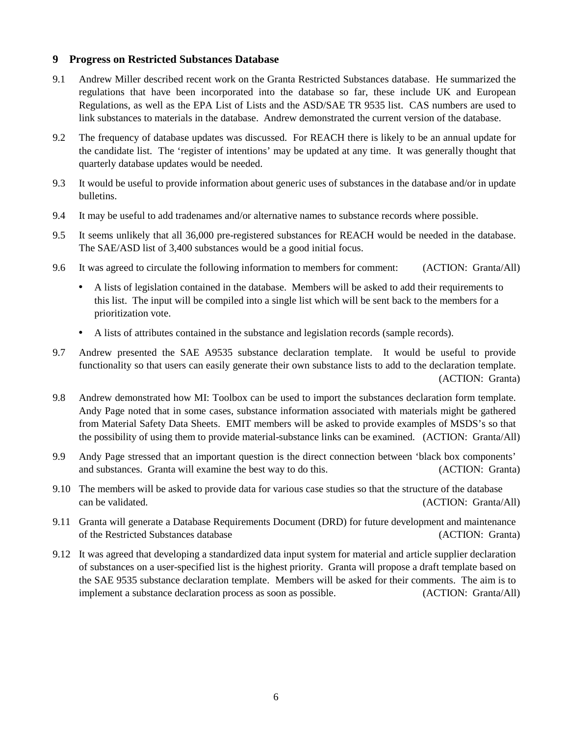## 9 Progress on Restricted Substances Database

9.1 Andrew Miller described recent work on the Granta Restricted Substances database. He summarized the regulations that have been incorporated into the database so far, these include UK and European Regulations, as well as the EPA List of Lists and the ASD/SAE TR 9535 list. CAS numbers are used to link substances to materials in the database. Andrew demonstrated the current version of the database.

9.2 The frequency of database updates was discussed. For REACH there is likely to be an annual update for the candidate list. The 'register of intentions' may be updated at any time. It was generally thought that quarterly database updates would be needed.

9.3 It would be useful to provide information about generic uses of substances in the database and/or in update bulletins.

9.4 It may be useful to add tradenames and/or alternative names to substance records where possible.

9.5 It seems unlikely that all 36,000 pre-registered substances for REACH would be needed in the database. The SAE/ASD list of 3,400 substances would be a good initial focus.

9.6 It was agreed to circulate the following information to members for comment: (ACTION: Granta/All)

- A lists of legislation contained in the database. Members will be asked to add their requirements to this list. The input will be compiled into a single list which will be sent back to the members for a prioritization vote.
- A lists of attributes contained in the substance and legislation records (sample records).

9.7 Andrew presented the SAE A9535 substance declaration template. It would be useful to provide functionality so that users can easily generate their own substance lists to add to the declaration template. (ACTION: Granta)

9.8 Andrew demonstrated how MI: Toolbox can be used to import the substances declaration form template. Andy Page noted that in some cases, substance information associated with materials might be gathered from Material Safety Data Sheets. EMIT members will be asked to provide examples of MSDS's so that the possibility of using them to provide material-substance links can be examined. (ACTION: Granta/All)

9.9 Andy Page stressed that an important question is the direct connection between 'black box components' and substances. Granta will examine the best way to do this. (ACTION: Granta)

9.10 The members will be asked to provide data for various case studies so that the structure of the database can be validated. (ACTION: Granta/All)

9.11 Granta will generate a Database Requirements Document (DRD) for future development and maintenance of the Restricted Substances database (ACTION: Granta)

9.12 It was agreed that developing a standardized data input system for material and article supplier declaration of substances on a user-specified list is the highest priority. Granta will propose a draft template based on the SAE 9535 substance declaration template. Members will be asked for their comments. The aim is to implement a substance declaration process as soon as possible. (ACTION: Granta/All)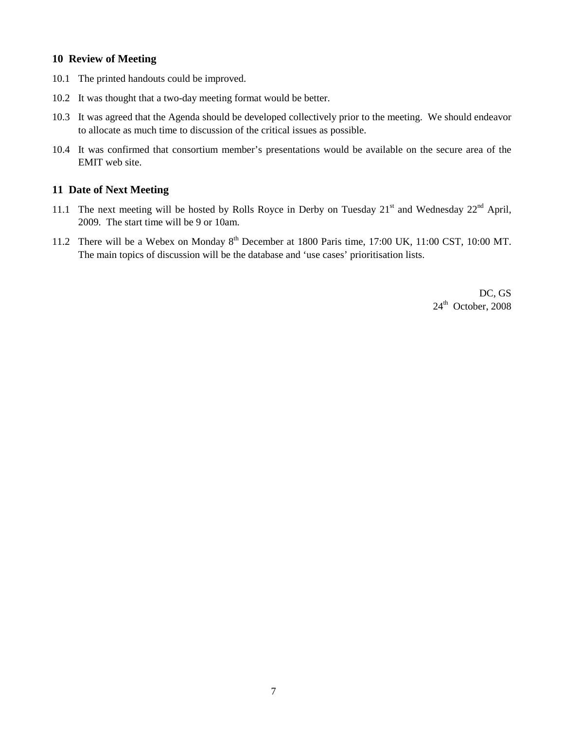## 10 Review of Meeting

10.1 The printed handouts could be improved.

10.2 It was thought that a two-day meeting format would be better.

10.3 It was agreed that the Agenda should be developed collectively prior to the meeting. We should endeavor to allocate as much time to discussion of the critical issues as possible.

10.4 It was confirmed that consortium member's presentations would be available on the secure area of the EMIT web site.

## 11 Date of Next Meeting

11.1 The next meeting will be hosted by Rolls Royce in Derby on Tuesday 21st and Wednesday 22nd April, 2009. The start time will be 9 or 10am.

11.2 There will be a Webex on Monday 8th December at 1800 Paris time, 17:00 UK, 11:00 CST, 10:00 MT. The main topics of discussion will be the database and 'use cases' prioritisation lists.

DC, GS
24th October, 2008